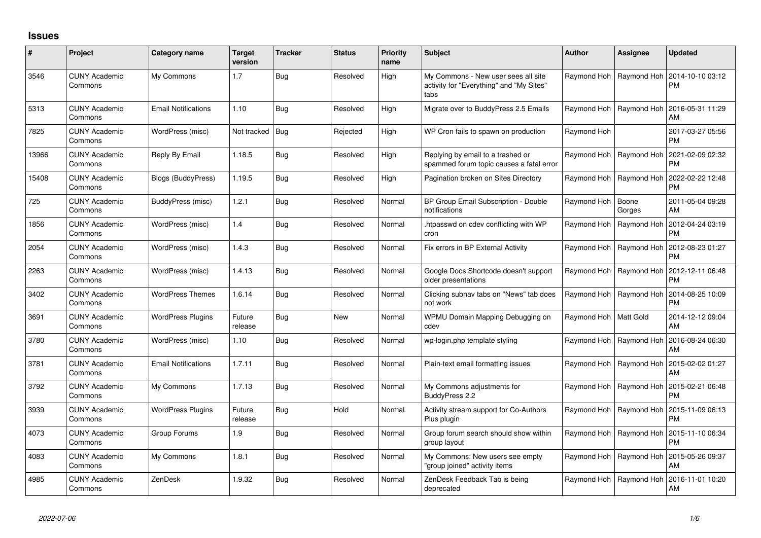# Issues

| # | Project | Category name | Target version | Tracker | Status | Priority name | Subject | Author | Assignee | Updated |
|---|---|---|---|---|---|---|---|---|---|---|
| 3546 | CUNY Academic Commons | My Commons | 1.7 | Bug | Resolved | High | My Commons - New user sees all site activity for "Everything" and "My Sites" tabs | Raymond Hoh | Raymond Hoh | 2014-10-10 03:12 PM |
| 5313 | CUNY Academic Commons | Email Notifications | 1.10 | Bug | Resolved | High | Migrate over to BuddyPress 2.5 Emails | Raymond Hoh | Raymond Hoh | 2016-05-31 11:29 AM |
| 7825 | CUNY Academic Commons | WordPress (misc) | Not tracked | Bug | Rejected | High | WP Cron fails to spawn on production | Raymond Hoh | | 2017-03-27 05:56 PM |
| 13966 | CUNY Academic Commons | Reply By Email | 1.18.5 | Bug | Resolved | High | Replying by email to a trashed or spammed forum topic causes a fatal error | Raymond Hoh | Raymond Hoh | 2021-02-09 02:32 PM |
| 15408 | CUNY Academic Commons | Blogs (BuddyPress) | 1.19.5 | Bug | Resolved | High | Pagination broken on Sites Directory | Raymond Hoh | Raymond Hoh | 2022-02-22 12:48 PM |
| 725 | CUNY Academic Commons | BuddyPress (misc) | 1.2.1 | Bug | Resolved | Normal | BP Group Email Subscription - Double notifications | Raymond Hoh | Boone Gorges | 2011-05-04 09:28 AM |
| 1856 | CUNY Academic Commons | WordPress (misc) | 1.4 | Bug | Resolved | Normal | .htpasswd on cdev conflicting with WP cron | Raymond Hoh | Raymond Hoh | 2012-04-24 03:19 PM |
| 2054 | CUNY Academic Commons | WordPress (misc) | 1.4.3 | Bug | Resolved | Normal | Fix errors in BP External Activity | Raymond Hoh | Raymond Hoh | 2012-08-23 01:27 PM |
| 2263 | CUNY Academic Commons | WordPress (misc) | 1.4.13 | Bug | Resolved | Normal | Google Docs Shortcode doesn't support older presentations | Raymond Hoh | Raymond Hoh | 2012-12-11 06:48 PM |
| 3402 | CUNY Academic Commons | WordPress Themes | 1.6.14 | Bug | Resolved | Normal | Clicking subnav tabs on "News" tab does not work | Raymond Hoh | Raymond Hoh | 2014-08-25 10:09 PM |
| 3691 | CUNY Academic Commons | WordPress Plugins | Future release | Bug | New | Normal | WPMU Domain Mapping Debugging on cdev | Raymond Hoh | Matt Gold | 2014-12-12 09:04 AM |
| 3780 | CUNY Academic Commons | WordPress (misc) | 1.10 | Bug | Resolved | Normal | wp-login.php template styling | Raymond Hoh | Raymond Hoh | 2016-08-24 06:30 AM |
| 3781 | CUNY Academic Commons | Email Notifications | 1.7.11 | Bug | Resolved | Normal | Plain-text email formatting issues | Raymond Hoh | Raymond Hoh | 2015-02-02 01:27 AM |
| 3792 | CUNY Academic Commons | My Commons | 1.7.13 | Bug | Resolved | Normal | My Commons adjustments for BuddyPress 2.2 | Raymond Hoh | Raymond Hoh | 2015-02-21 06:48 PM |
| 3939 | CUNY Academic Commons | WordPress Plugins | Future release | Bug | Hold | Normal | Activity stream support for Co-Authors Plus plugin | Raymond Hoh | Raymond Hoh | 2015-11-09 06:13 PM |
| 4073 | CUNY Academic Commons | Group Forums | 1.9 | Bug | Resolved | Normal | Group forum search should show within group layout | Raymond Hoh | Raymond Hoh | 2015-11-10 06:34 PM |
| 4083 | CUNY Academic Commons | My Commons | 1.8.1 | Bug | Resolved | Normal | My Commons: New users see empty "group joined" activity items | Raymond Hoh | Raymond Hoh | 2015-05-26 09:37 AM |
| 4985 | CUNY Academic Commons | ZenDesk | 1.9.32 | Bug | Resolved | Normal | ZenDesk Feedback Tab is being deprecated | Raymond Hoh | Raymond Hoh | 2016-11-01 10:20 AM |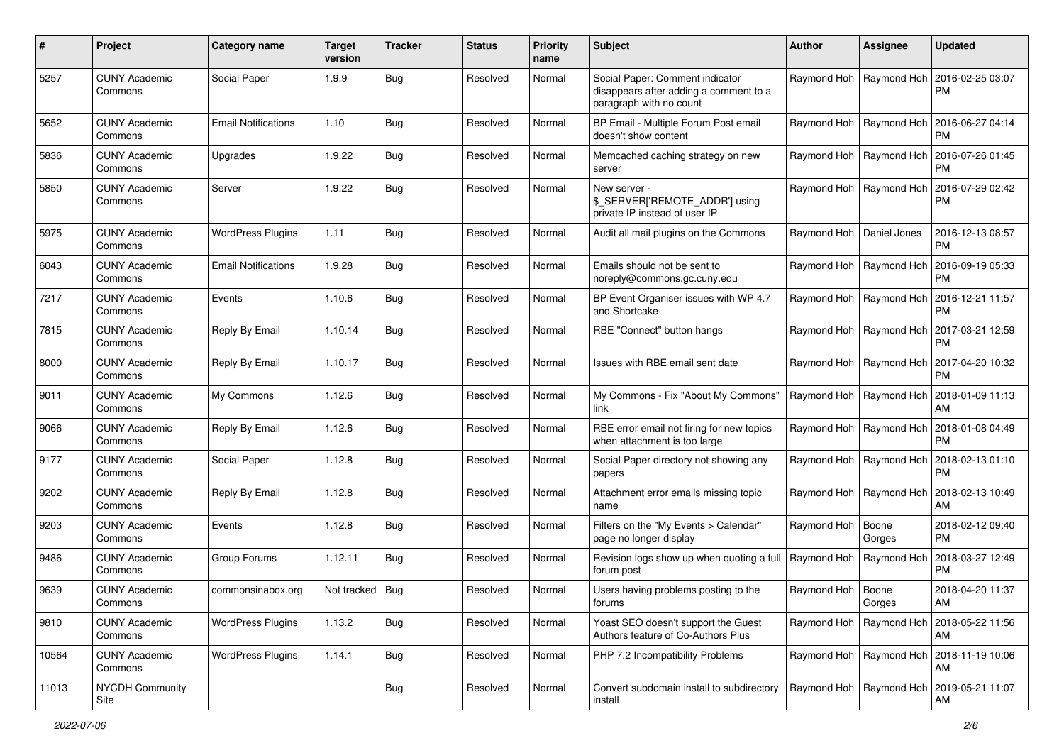| # | Project | Category name | Target version | Tracker | Status | Priority name | Subject | Author | Assignee | Updated |
|---|---|---|---|---|---|---|---|---|---|---|
| 5257 | CUNY Academic Commons | Social Paper | 1.9.9 | Bug | Resolved | Normal | Social Paper: Comment indicator disappears after adding a comment to a paragraph with no count | Raymond Hoh | Raymond Hoh | 2016-02-25 03:07 PM |
| 5652 | CUNY Academic Commons | Email Notifications | 1.10 | Bug | Resolved | Normal | BP Email - Multiple Forum Post email doesn't show content | Raymond Hoh | Raymond Hoh | 2016-06-27 04:14 PM |
| 5836 | CUNY Academic Commons | Upgrades | 1.9.22 | Bug | Resolved | Normal | Memcached caching strategy on new server | Raymond Hoh | Raymond Hoh | 2016-07-26 01:45 PM |
| 5850 | CUNY Academic Commons | Server | 1.9.22 | Bug | Resolved | Normal | New server - $_SERVER['REMOTE_ADDR'] using private IP instead of user IP | Raymond Hoh | Raymond Hoh | 2016-07-29 02:42 PM |
| 5975 | CUNY Academic Commons | WordPress Plugins | 1.11 | Bug | Resolved | Normal | Audit all mail plugins on the Commons | Raymond Hoh | Daniel Jones | 2016-12-13 08:57 PM |
| 6043 | CUNY Academic Commons | Email Notifications | 1.9.28 | Bug | Resolved | Normal | Emails should not be sent to noreply@commons.gc.cuny.edu | Raymond Hoh | Raymond Hoh | 2016-09-19 05:33 PM |
| 7217 | CUNY Academic Commons | Events | 1.10.6 | Bug | Resolved | Normal | BP Event Organiser issues with WP 4.7 and Shortcake | Raymond Hoh | Raymond Hoh | 2016-12-21 11:57 PM |
| 7815 | CUNY Academic Commons | Reply By Email | 1.10.14 | Bug | Resolved | Normal | RBE "Connect" button hangs | Raymond Hoh | Raymond Hoh | 2017-03-21 12:59 PM |
| 8000 | CUNY Academic Commons | Reply By Email | 1.10.17 | Bug | Resolved | Normal | Issues with RBE email sent date | Raymond Hoh | Raymond Hoh | 2017-04-20 10:32 PM |
| 9011 | CUNY Academic Commons | My Commons | 1.12.6 | Bug | Resolved | Normal | My Commons - Fix "About My Commons" link | Raymond Hoh | Raymond Hoh | 2018-01-09 11:13 AM |
| 9066 | CUNY Academic Commons | Reply By Email | 1.12.6 | Bug | Resolved | Normal | RBE error email not firing for new topics when attachment is too large | Raymond Hoh | Raymond Hoh | 2018-01-08 04:49 PM |
| 9177 | CUNY Academic Commons | Social Paper | 1.12.8 | Bug | Resolved | Normal | Social Paper directory not showing any papers | Raymond Hoh | Raymond Hoh | 2018-02-13 01:10 PM |
| 9202 | CUNY Academic Commons | Reply By Email | 1.12.8 | Bug | Resolved | Normal | Attachment error emails missing topic name | Raymond Hoh | Raymond Hoh | 2018-02-13 10:49 AM |
| 9203 | CUNY Academic Commons | Events | 1.12.8 | Bug | Resolved | Normal | Filters on the "My Events > Calendar" page no longer display | Raymond Hoh | Boone Gorges | 2018-02-12 09:40 PM |
| 9486 | CUNY Academic Commons | Group Forums | 1.12.11 | Bug | Resolved | Normal | Revision logs show up when quoting a full forum post | Raymond Hoh | Raymond Hoh | 2018-03-27 12:49 PM |
| 9639 | CUNY Academic Commons | commonsinabox.org | Not tracked | Bug | Resolved | Normal | Users having problems posting to the forums | Raymond Hoh | Boone Gorges | 2018-04-20 11:37 AM |
| 9810 | CUNY Academic Commons | WordPress Plugins | 1.13.2 | Bug | Resolved | Normal | Yoast SEO doesn't support the Guest Authors feature of Co-Authors Plus | Raymond Hoh | Raymond Hoh | 2018-05-22 11:56 AM |
| 10564 | CUNY Academic Commons | WordPress Plugins | 1.14.1 | Bug | Resolved | Normal | PHP 7.2 Incompatibility Problems | Raymond Hoh | Raymond Hoh | 2018-11-19 10:06 AM |
| 11013 | NYCDH Community Site | | | Bug | Resolved | Normal | Convert subdomain install to subdirectory install | Raymond Hoh | Raymond Hoh | 2019-05-21 11:07 AM |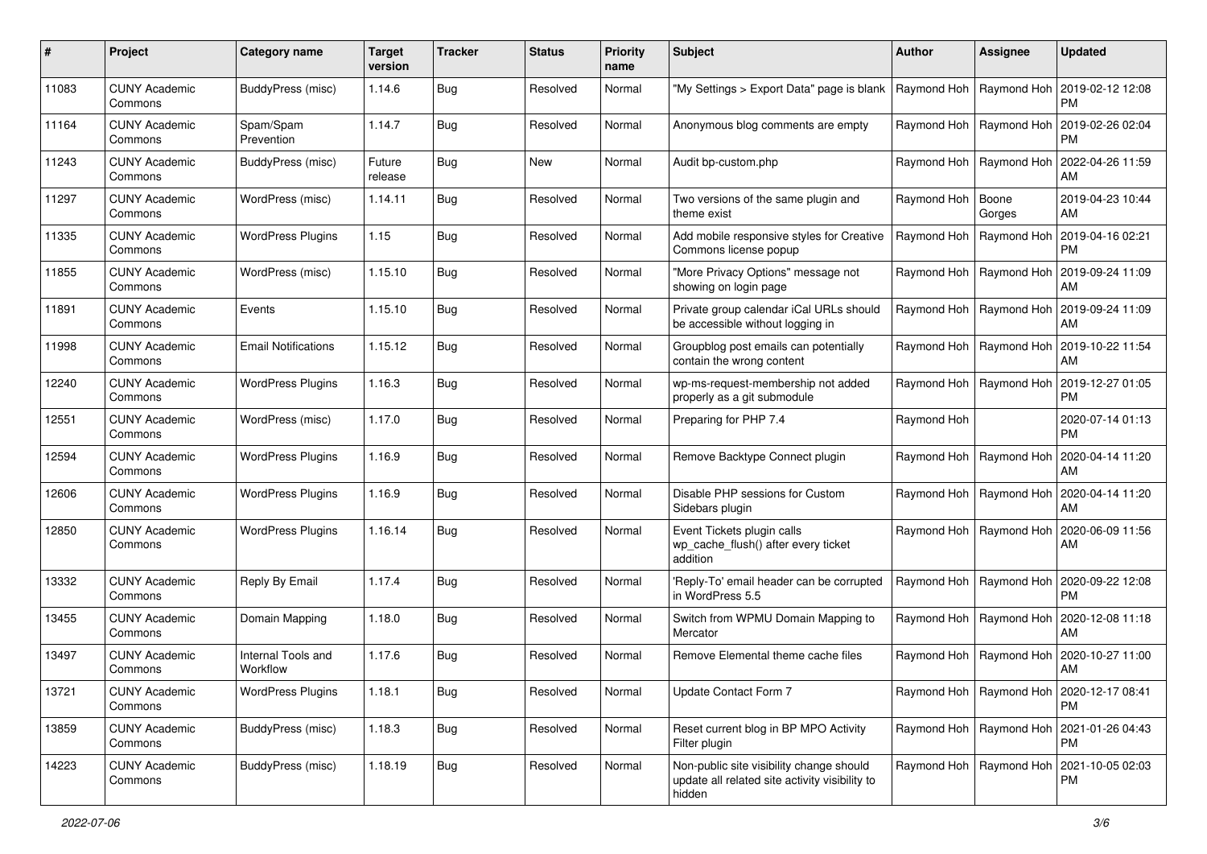| # | Project | Category name | Target version | Tracker | Status | Priority name | Subject | Author | Assignee | Updated |
|---|---|---|---|---|---|---|---|---|---|---|
| 11083 | CUNY Academic Commons | BuddyPress (misc) | 1.14.6 | Bug | Resolved | Normal | "My Settings > Export Data" page is blank | Raymond Hoh | Raymond Hoh | 2019-02-12 12:08 PM |
| 11164 | CUNY Academic Commons | Spam/Spam Prevention | 1.14.7 | Bug | Resolved | Normal | Anonymous blog comments are empty | Raymond Hoh | Raymond Hoh | 2019-02-26 02:04 PM |
| 11243 | CUNY Academic Commons | BuddyPress (misc) | Future release | Bug | New | Normal | Audit bp-custom.php | Raymond Hoh | Raymond Hoh | 2022-04-26 11:59 AM |
| 11297 | CUNY Academic Commons | WordPress (misc) | 1.14.11 | Bug | Resolved | Normal | Two versions of the same plugin and theme exist | Raymond Hoh | Boone Gorges | 2019-04-23 10:44 AM |
| 11335 | CUNY Academic Commons | WordPress Plugins | 1.15 | Bug | Resolved | Normal | Add mobile responsive styles for Creative Commons license popup | Raymond Hoh | Raymond Hoh | 2019-04-16 02:21 PM |
| 11855 | CUNY Academic Commons | WordPress (misc) | 1.15.10 | Bug | Resolved | Normal | "More Privacy Options" message not showing on login page | Raymond Hoh | Raymond Hoh | 2019-09-24 11:09 AM |
| 11891 | CUNY Academic Commons | Events | 1.15.10 | Bug | Resolved | Normal | Private group calendar iCal URLs should be accessible without logging in | Raymond Hoh | Raymond Hoh | 2019-09-24 11:09 AM |
| 11998 | CUNY Academic Commons | Email Notifications | 1.15.12 | Bug | Resolved | Normal | Groupblog post emails can potentially contain the wrong content | Raymond Hoh | Raymond Hoh | 2019-10-22 11:54 AM |
| 12240 | CUNY Academic Commons | WordPress Plugins | 1.16.3 | Bug | Resolved | Normal | wp-ms-request-membership not added properly as a git submodule | Raymond Hoh | Raymond Hoh | 2019-12-27 01:05 PM |
| 12551 | CUNY Academic Commons | WordPress (misc) | 1.17.0 | Bug | Resolved | Normal | Preparing for PHP 7.4 | Raymond Hoh | | 2020-07-14 01:13 PM |
| 12594 | CUNY Academic Commons | WordPress Plugins | 1.16.9 | Bug | Resolved | Normal | Remove Backtype Connect plugin | Raymond Hoh | Raymond Hoh | 2020-04-14 11:20 AM |
| 12606 | CUNY Academic Commons | WordPress Plugins | 1.16.9 | Bug | Resolved | Normal | Disable PHP sessions for Custom Sidebars plugin | Raymond Hoh | Raymond Hoh | 2020-04-14 11:20 AM |
| 12850 | CUNY Academic Commons | WordPress Plugins | 1.16.14 | Bug | Resolved | Normal | Event Tickets plugin calls wp_cache_flush() after every ticket addition | Raymond Hoh | Raymond Hoh | 2020-06-09 11:56 AM |
| 13332 | CUNY Academic Commons | Reply By Email | 1.17.4 | Bug | Resolved | Normal | 'Reply-To' email header can be corrupted in WordPress 5.5 | Raymond Hoh | Raymond Hoh | 2020-09-22 12:08 PM |
| 13455 | CUNY Academic Commons | Domain Mapping | 1.18.0 | Bug | Resolved | Normal | Switch from WPMU Domain Mapping to Mercator | Raymond Hoh | Raymond Hoh | 2020-12-08 11:18 AM |
| 13497 | CUNY Academic Commons | Internal Tools and Workflow | 1.17.6 | Bug | Resolved | Normal | Remove Elemental theme cache files | Raymond Hoh | Raymond Hoh | 2020-10-27 11:00 AM |
| 13721 | CUNY Academic Commons | WordPress Plugins | 1.18.1 | Bug | Resolved | Normal | Update Contact Form 7 | Raymond Hoh | Raymond Hoh | 2020-12-17 08:41 PM |
| 13859 | CUNY Academic Commons | BuddyPress (misc) | 1.18.3 | Bug | Resolved | Normal | Reset current blog in BP MPO Activity Filter plugin | Raymond Hoh | Raymond Hoh | 2021-01-26 04:43 PM |
| 14223 | CUNY Academic Commons | BuddyPress (misc) | 1.18.19 | Bug | Resolved | Normal | Non-public site visibility change should update all related site activity visibility to hidden | Raymond Hoh | Raymond Hoh | 2021-10-05 02:03 PM |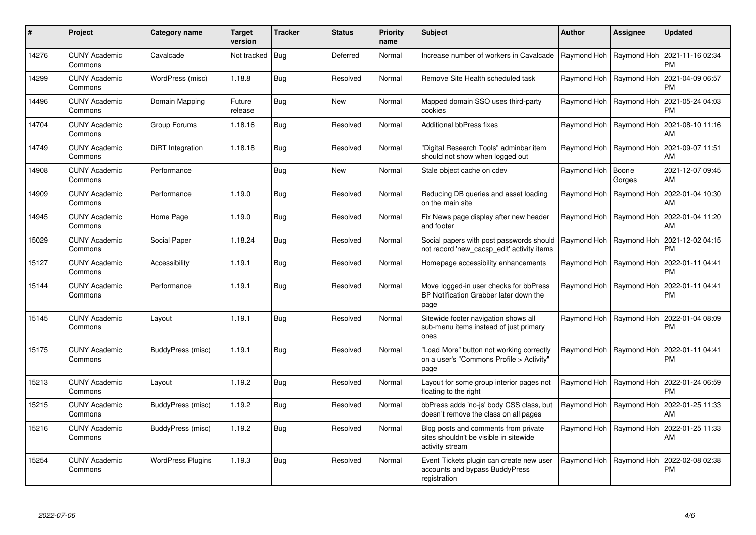| # | Project | Category name | Target version | Tracker | Status | Priority name | Subject | Author | Assignee | Updated |
|---|---|---|---|---|---|---|---|---|---|---|
| 14276 | CUNY Academic Commons | Cavalcade | Not tracked | Bug | Deferred | Normal | Increase number of workers in Cavalcade | Raymond Hoh | Raymond Hoh | 2021-11-16 02:34 PM |
| 14299 | CUNY Academic Commons | WordPress (misc) | 1.18.8 | Bug | Resolved | Normal | Remove Site Health scheduled task | Raymond Hoh | Raymond Hoh | 2021-04-09 06:57 PM |
| 14496 | CUNY Academic Commons | Domain Mapping | Future release | Bug | New | Normal | Mapped domain SSO uses third-party cookies | Raymond Hoh | Raymond Hoh | 2021-05-24 04:03 PM |
| 14704 | CUNY Academic Commons | Group Forums | 1.18.16 | Bug | Resolved | Normal | Additional bbPress fixes | Raymond Hoh | Raymond Hoh | 2021-08-10 11:16 AM |
| 14749 | CUNY Academic Commons | DiRT Integration | 1.18.18 | Bug | Resolved | Normal | "Digital Research Tools" adminbar item should not show when logged out | Raymond Hoh | Raymond Hoh | 2021-09-07 11:51 AM |
| 14908 | CUNY Academic Commons | Performance | | Bug | New | Normal | Stale object cache on cdev | Raymond Hoh | Boone Gorges | 2021-12-07 09:45 AM |
| 14909 | CUNY Academic Commons | Performance | 1.19.0 | Bug | Resolved | Normal | Reducing DB queries and asset loading on the main site | Raymond Hoh | Raymond Hoh | 2022-01-04 10:30 AM |
| 14945 | CUNY Academic Commons | Home Page | 1.19.0 | Bug | Resolved | Normal | Fix News page display after new header and footer | Raymond Hoh | Raymond Hoh | 2022-01-04 11:20 AM |
| 15029 | CUNY Academic Commons | Social Paper | 1.18.24 | Bug | Resolved | Normal | Social papers with post passwords should not record 'new_cacsp_edit' activity items | Raymond Hoh | Raymond Hoh | 2021-12-02 04:15 PM |
| 15127 | CUNY Academic Commons | Accessibility | 1.19.1 | Bug | Resolved | Normal | Homepage accessibility enhancements | Raymond Hoh | Raymond Hoh | 2022-01-11 04:41 PM |
| 15144 | CUNY Academic Commons | Performance | 1.19.1 | Bug | Resolved | Normal | Move logged-in user checks for bbPress BP Notification Grabber later down the page | Raymond Hoh | Raymond Hoh | 2022-01-11 04:41 PM |
| 15145 | CUNY Academic Commons | Layout | 1.19.1 | Bug | Resolved | Normal | Sitewide footer navigation shows all sub-menu items instead of just primary ones | Raymond Hoh | Raymond Hoh | 2022-01-04 08:09 PM |
| 15175 | CUNY Academic Commons | BuddyPress (misc) | 1.19.1 | Bug | Resolved | Normal | "Load More" button not working correctly on a user's "Commons Profile > Activity" page | Raymond Hoh | Raymond Hoh | 2022-01-11 04:41 PM |
| 15213 | CUNY Academic Commons | Layout | 1.19.2 | Bug | Resolved | Normal | Layout for some group interior pages not floating to the right | Raymond Hoh | Raymond Hoh | 2022-01-24 06:59 PM |
| 15215 | CUNY Academic Commons | BuddyPress (misc) | 1.19.2 | Bug | Resolved | Normal | bbPress adds 'no-js' body CSS class, but doesn't remove the class on all pages | Raymond Hoh | Raymond Hoh | 2022-01-25 11:33 AM |
| 15216 | CUNY Academic Commons | BuddyPress (misc) | 1.19.2 | Bug | Resolved | Normal | Blog posts and comments from private sites shouldn't be visible in sitewide activity stream | Raymond Hoh | Raymond Hoh | 2022-01-25 11:33 AM |
| 15254 | CUNY Academic Commons | WordPress Plugins | 1.19.3 | Bug | Resolved | Normal | Event Tickets plugin can create new user accounts and bypass BuddyPress registration | Raymond Hoh | Raymond Hoh | 2022-02-08 02:38 PM |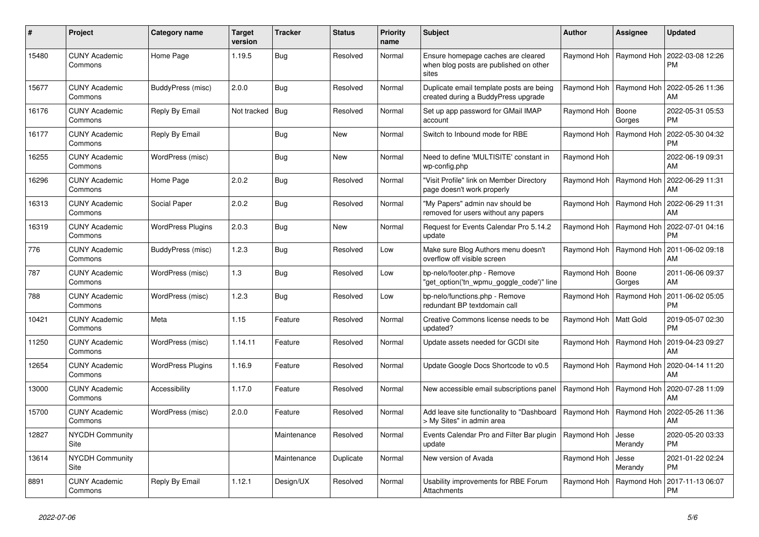| # | Project | Category name | Target version | Tracker | Status | Priority name | Subject | Author | Assignee | Updated |
|---|---|---|---|---|---|---|---|---|---|---|
| 15480 | CUNY Academic Commons | Home Page | 1.19.5 | Bug | Resolved | Normal | Ensure homepage caches are cleared when blog posts are published on other sites | Raymond Hoh | Raymond Hoh | 2022-03-08 12:26 PM |
| 15677 | CUNY Academic Commons | BuddyPress (misc) | 2.0.0 | Bug | Resolved | Normal | Duplicate email template posts are being created during a BuddyPress upgrade | Raymond Hoh | Raymond Hoh | 2022-05-26 11:36 AM |
| 16176 | CUNY Academic Commons | Reply By Email | Not tracked | Bug | Resolved | Normal | Set up app password for GMail IMAP account | Raymond Hoh | Boone Gorges | 2022-05-31 05:53 PM |
| 16177 | CUNY Academic Commons | Reply By Email | | Bug | New | Normal | Switch to Inbound mode for RBE | Raymond Hoh | Raymond Hoh | 2022-05-30 04:32 PM |
| 16255 | CUNY Academic Commons | WordPress (misc) | | Bug | New | Normal | Need to define 'MULTISITE' constant in wp-config.php | Raymond Hoh | | 2022-06-19 09:31 AM |
| 16296 | CUNY Academic Commons | Home Page | 2.0.2 | Bug | Resolved | Normal | "Visit Profile" link on Member Directory page doesn't work properly | Raymond Hoh | Raymond Hoh | 2022-06-29 11:31 AM |
| 16313 | CUNY Academic Commons | Social Paper | 2.0.2 | Bug | Resolved | Normal | "My Papers" admin nav should be removed for users without any papers | Raymond Hoh | Raymond Hoh | 2022-06-29 11:31 AM |
| 16319 | CUNY Academic Commons | WordPress Plugins | 2.0.3 | Bug | New | Normal | Request for Events Calendar Pro 5.14.2 update | Raymond Hoh | Raymond Hoh | 2022-07-01 04:16 PM |
| 776 | CUNY Academic Commons | BuddyPress (misc) | 1.2.3 | Bug | Resolved | Low | Make sure Blog Authors menu doesn't overflow off visible screen | Raymond Hoh | Raymond Hoh | 2011-06-02 09:18 AM |
| 787 | CUNY Academic Commons | WordPress (misc) | 1.3 | Bug | Resolved | Low | bp-nelo/footer.php - Remove "get_option('tn_wpmu_goggle_code')" line | Raymond Hoh | Boone Gorges | 2011-06-06 09:37 AM |
| 788 | CUNY Academic Commons | WordPress (misc) | 1.2.3 | Bug | Resolved | Low | bp-nelo/functions.php - Remove redundant BP textdomain call | Raymond Hoh | Raymond Hoh | 2011-06-02 05:05 PM |
| 10421 | CUNY Academic Commons | Meta | 1.15 | Feature | Resolved | Normal | Creative Commons license needs to be updated? | Raymond Hoh | Matt Gold | 2019-05-07 02:30 PM |
| 11250 | CUNY Academic Commons | WordPress (misc) | 1.14.11 | Feature | Resolved | Normal | Update assets needed for GCDI site | Raymond Hoh | Raymond Hoh | 2019-04-23 09:27 AM |
| 12654 | CUNY Academic Commons | WordPress Plugins | 1.16.9 | Feature | Resolved | Normal | Update Google Docs Shortcode to v0.5 | Raymond Hoh | Raymond Hoh | 2020-04-14 11:20 AM |
| 13000 | CUNY Academic Commons | Accessibility | 1.17.0 | Feature | Resolved | Normal | New accessible email subscriptions panel | Raymond Hoh | Raymond Hoh | 2020-07-28 11:09 AM |
| 15700 | CUNY Academic Commons | WordPress (misc) | 2.0.0 | Feature | Resolved | Normal | Add leave site functionality to "Dashboard > My Sites" in admin area | Raymond Hoh | Raymond Hoh | 2022-05-26 11:36 AM |
| 12827 | NYCDH Community Site | | | Maintenance | Resolved | Normal | Events Calendar Pro and Filter Bar plugin update | Raymond Hoh | Jesse Merandy | 2020-05-20 03:33 PM |
| 13614 | NYCDH Community Site | | | Maintenance | Duplicate | Normal | New version of Avada | Raymond Hoh | Jesse Merandy | 2021-01-22 02:24 PM |
| 8891 | CUNY Academic Commons | Reply By Email | 1.12.1 | Design/UX | Resolved | Normal | Usability improvements for RBE Forum Attachments | Raymond Hoh | Raymond Hoh | 2017-11-13 06:07 PM |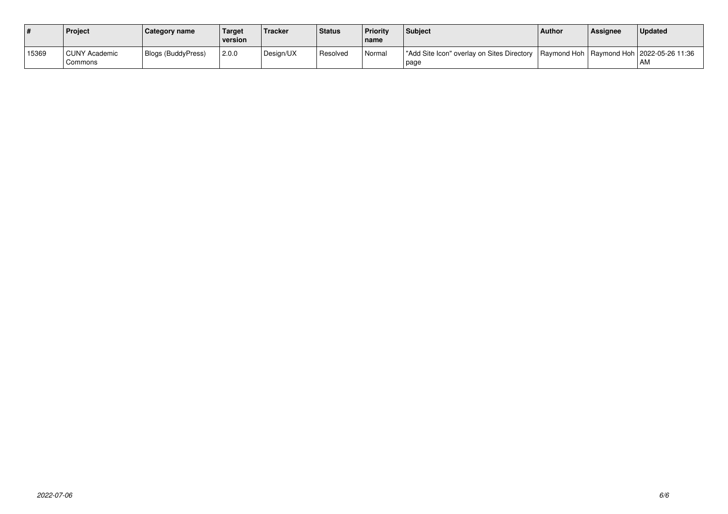| # | Project | Category name | Target version | Tracker | Status | Priority name | Subject | Author | Assignee | Updated |
|---|---|---|---|---|---|---|---|---|---|---|
| 15369 | CUNY Academic Commons | Blogs (BuddyPress) | 2.0.0 | Design/UX | Resolved | Normal | "Add Site Icon" overlay on Sites Directory page | Raymond Hoh | Raymond Hoh | 2022-05-26 11:36 AM |